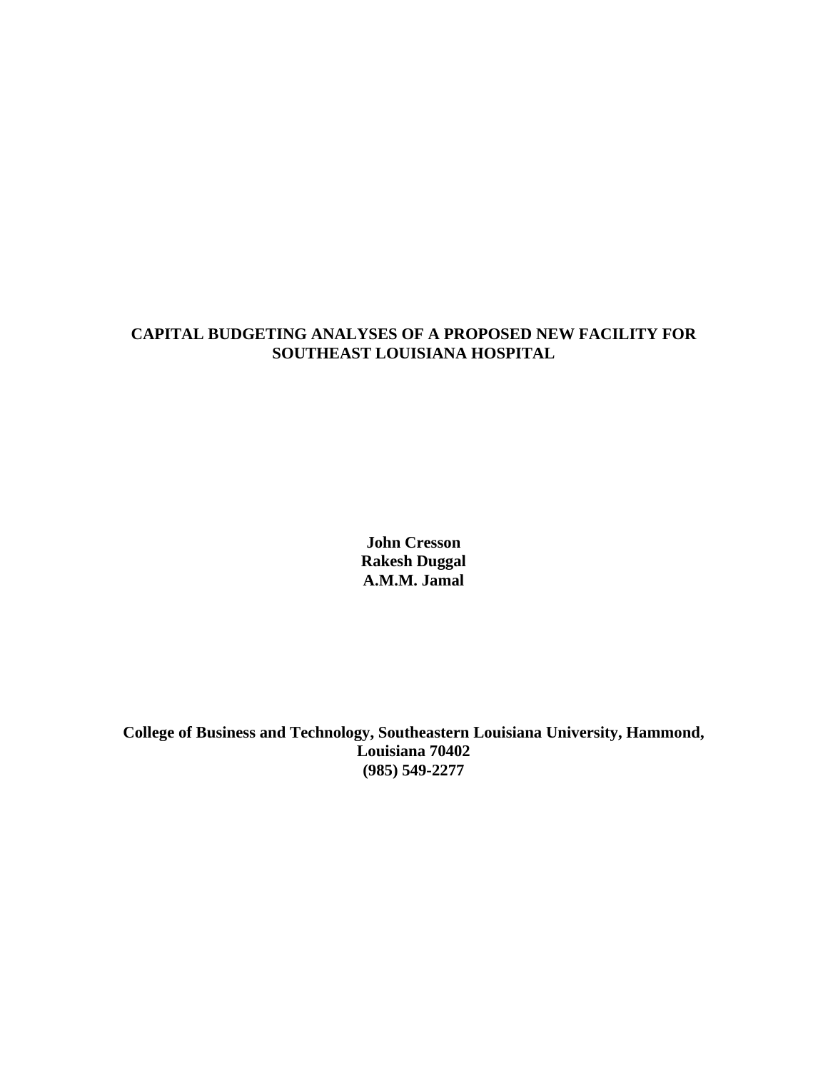# CAPITAL BUDGETING ANALYSES OF A PROPOSED NEW FACILITY FOR SOUTHEAST LOUISIANA HOSPITAL

**John Cresson**
**Rakesh Duggal**
**A.M.M. Jamal**

**College of Business and Technology, Southeastern Louisiana University, Hammond, Louisiana 70402**
**(985) 549-2277**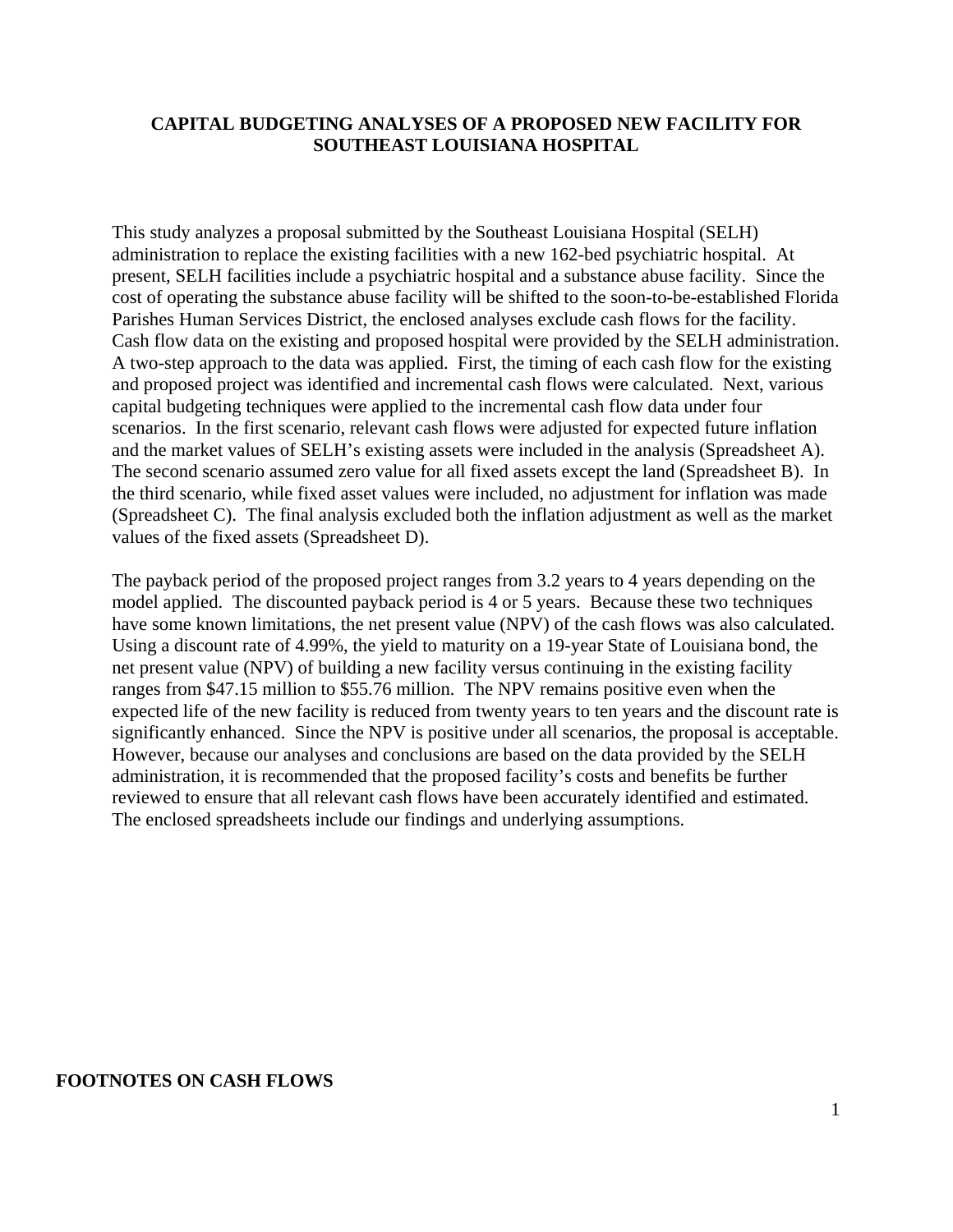# CAPITAL BUDGETING ANALYSES OF A PROPOSED NEW FACILITY FOR SOUTHEAST LOUISIANA HOSPITAL

This study analyzes a proposal submitted by the Southeast Louisiana Hospital (SELH) administration to replace the existing facilities with a new 162-bed psychiatric hospital. At present, SELH facilities include a psychiatric hospital and a substance abuse facility. Since the cost of operating the substance abuse facility will be shifted to the soon-to-be-established Florida Parishes Human Services District, the enclosed analyses exclude cash flows for the facility. Cash flow data on the existing and proposed hospital were provided by the SELH administration. A two-step approach to the data was applied. First, the timing of each cash flow for the existing and proposed project was identified and incremental cash flows were calculated. Next, various capital budgeting techniques were applied to the incremental cash flow data under four scenarios. In the first scenario, relevant cash flows were adjusted for expected future inflation and the market values of SELH's existing assets were included in the analysis (Spreadsheet A). The second scenario assumed zero value for all fixed assets except the land (Spreadsheet B). In the third scenario, while fixed asset values were included, no adjustment for inflation was made (Spreadsheet C). The final analysis excluded both the inflation adjustment as well as the market values of the fixed assets (Spreadsheet D).

The payback period of the proposed project ranges from 3.2 years to 4 years depending on the model applied. The discounted payback period is 4 or 5 years. Because these two techniques have some known limitations, the net present value (NPV) of the cash flows was also calculated. Using a discount rate of 4.99%, the yield to maturity on a 19-year State of Louisiana bond, the net present value (NPV) of building a new facility versus continuing in the existing facility ranges from \$47.15 million to \$55.76 million. The NPV remains positive even when the expected life of the new facility is reduced from twenty years to ten years and the discount rate is significantly enhanced. Since the NPV is positive under all scenarios, the proposal is acceptable. However, because our analyses and conclusions are based on the data provided by the SELH administration, it is recommended that the proposed facility's costs and benefits be further reviewed to ensure that all relevant cash flows have been accurately identified and estimated. The enclosed spreadsheets include our findings and underlying assumptions.

## FOOTNOTES ON CASH FLOWS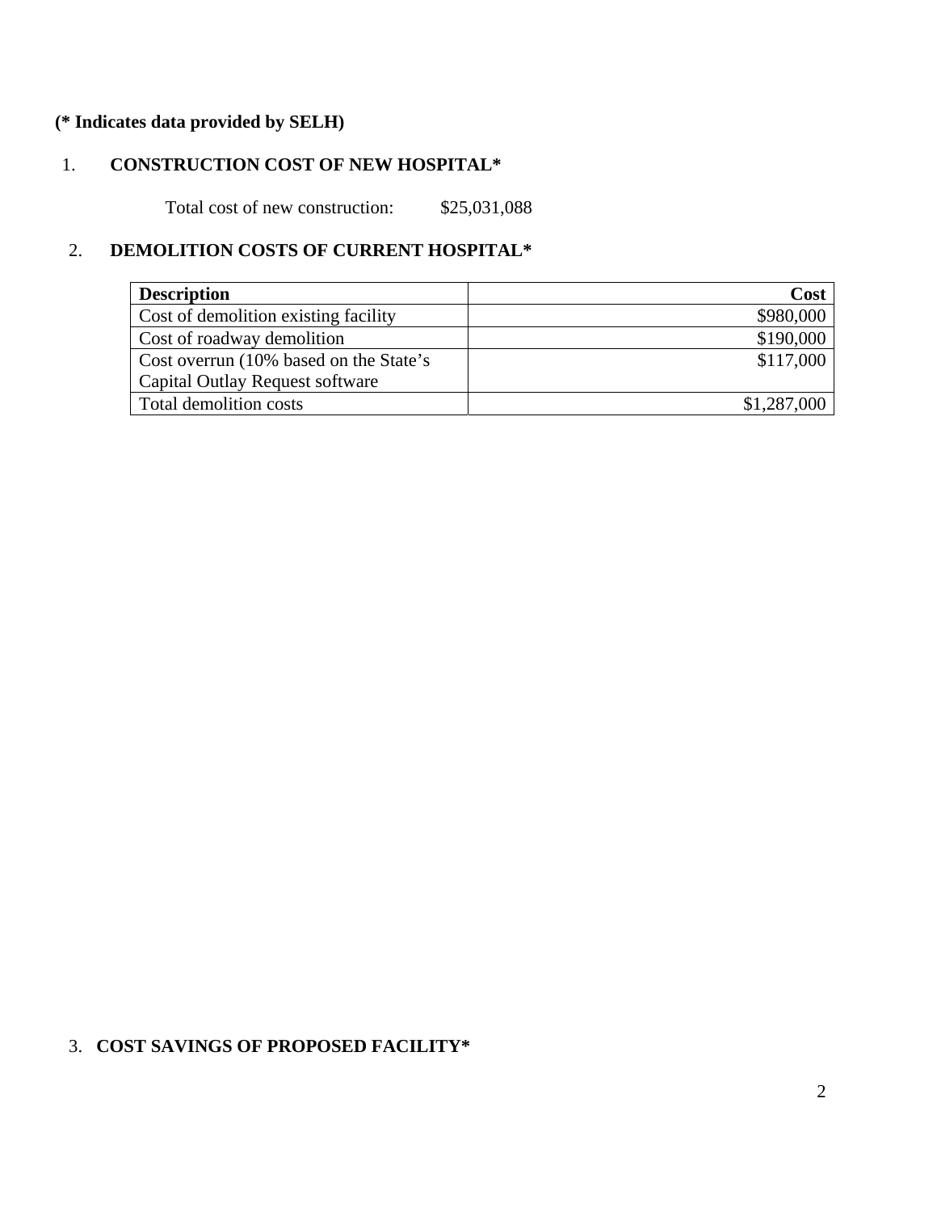**(* Indicates data provided by SELH)**

1. **CONSTRUCTION COST OF NEW HOSPITAL***

Total cost of new construction: $25,031,088

2. **DEMOLITION COSTS OF CURRENT HOSPITAL***

| Description | Cost |
|---|---:|
| Cost of demolition existing facility | $980,000 |
| Cost of roadway demolition | $190,000 |
| Cost overrun (10% based on the State's Capital Outlay Request software | $117,000 |
| Total demolition costs | $1,287,000 |

3. **COST SAVINGS OF PROPOSED FACILITY***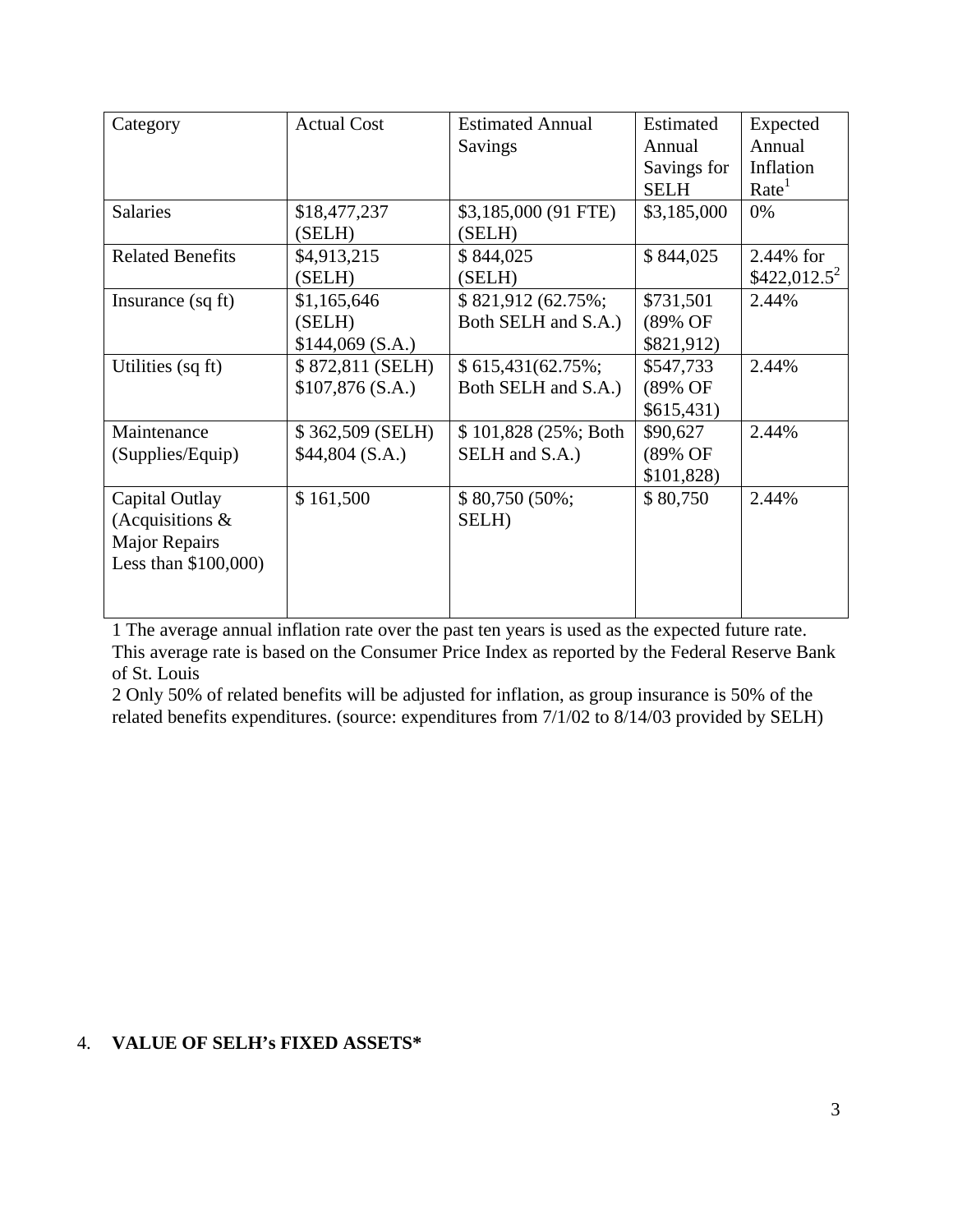| Category | Actual Cost | Estimated Annual Savings | Estimated Annual Savings for SELH | Expected Annual Inflation Rate[1] |
|---|---|---|---|---|
| Salaries | $18,477,237 (SELH) | $3,185,000 (91 FTE) (SELH) | $3,185,000 | 0% |
| Related Benefits | $4,913,215 (SELH) | $ 844,025 (SELH) | $ 844,025 | 2.44% for $422,012.5[2] |
| Insurance (sq ft) | $1,165,646 (SELH) $144,069 (S.A.) | $ 821,912 (62.75%; Both SELH and S.A.) | $731,501 (89% OF $821,912) | 2.44% |
| Utilities (sq ft) | $ 872,811 (SELH) $107,876 (S.A.) | $ 615,431(62.75%; Both SELH and S.A.) | $547,733 (89% OF $615,431) | 2.44% |
| Maintenance (Supplies/Equip) | $ 362,509 (SELH) $44,804 (S.A.) | $ 101,828 (25%; Both SELH and S.A.) | $90,627 (89% OF $101,828) | 2.44% |
| Capital Outlay (Acquisitions & Major Repairs Less than $100,000) | $ 161,500 | $ 80,750 (50%; SELH) | $ 80,750 | 2.44% |

1 The average annual inflation rate over the past ten years is used as the expected future rate. This average rate is based on the Consumer Price Index as reported by the Federal Reserve Bank of St. Louis

2 Only 50% of related benefits will be adjusted for inflation, as group insurance is 50% of the related benefits expenditures. (source: expenditures from 7/1/02 to 8/14/03 provided by SELH)

4. **VALUE OF SELH's FIXED ASSETS***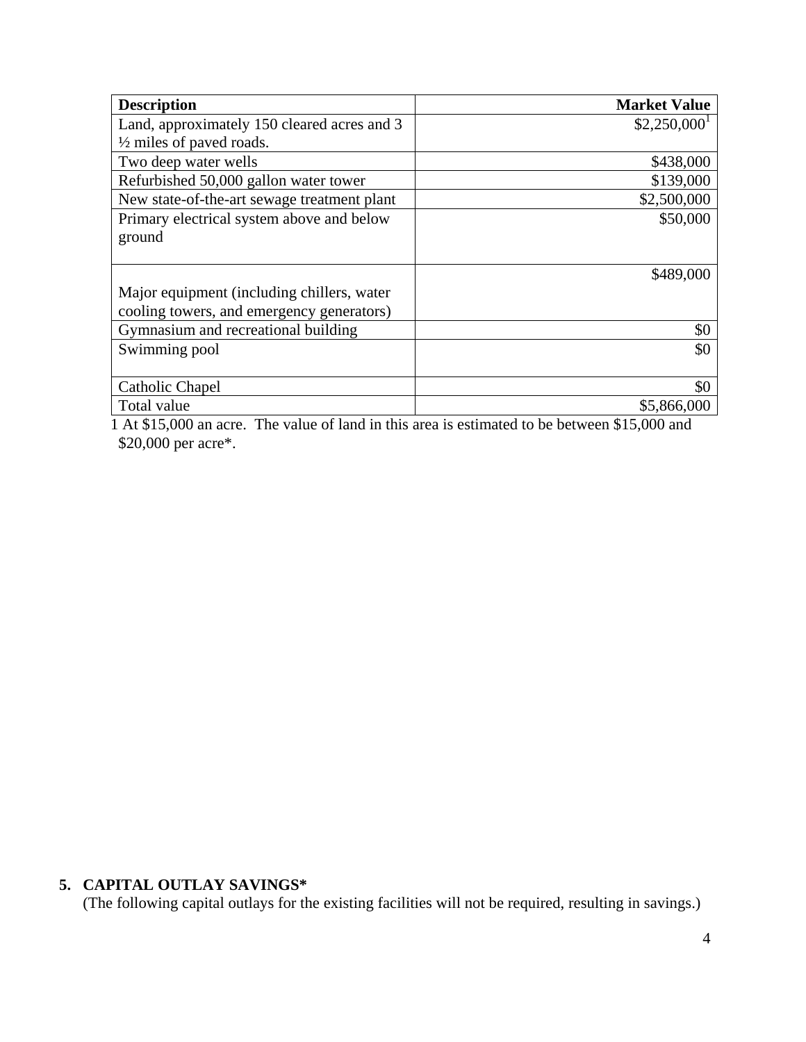| Description | Market Value |
| --- | ---: |
| Land, approximately 150 cleared acres and 3 ½ miles of paved roads. | $2,250,000[1] |
| Two deep water wells | $438,000 |
| Refurbished 50,000 gallon water tower | $139,000 |
| New state-of-the-art sewage treatment plant | $2,500,000 |
| Primary electrical system above and below ground | $50,000 |
| Major equipment (including chillers, water cooling towers, and emergency generators) | $489,000 |
| Gymnasium and recreational building | $0 |
| Swimming pool | $0 |
| Catholic Chapel | $0 |
| Total value | $5,866,000 |

1 At $15,000 an acre. The value of land in this area is estimated to be between $15,000 and $20,000 per acre*.

**5. CAPITAL OUTLAY SAVINGS***

(The following capital outlays for the existing facilities will not be required, resulting in savings.)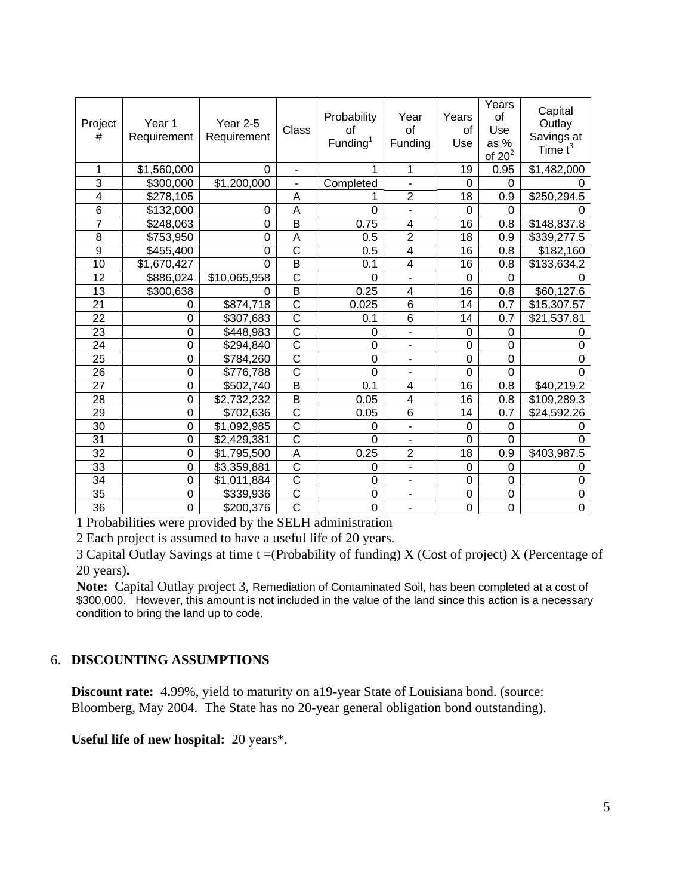| Project # | Year 1 Requirement | Year 2-5 Requirement | Class | Probability of Funding[1] | Year of Funding | Years of Use | Years of Use as % of 20[2] | Capital Outlay Savings at Time t[3] |
|---|---|---|---|---|---|---|---|---|
| 1 | $1,560,000 | 0 | - | 1 | 1 | 19 | 0.95 | $1,482,000 |
| 3 | $300,000 | $1,200,000 | - | Completed | - | 0 | 0 | 0 |
| 4 | $278,105 | | A | 1 | 2 | 18 | 0.9 | $250,294.5 |
| 6 | $132,000 | 0 | A | 0 | - | 0 | 0 | 0 |
| 7 | $248,063 | 0 | B | 0.75 | 4 | 16 | 0.8 | $148,837.8 |
| 8 | $753,950 | 0 | A | 0.5 | 2 | 18 | 0.9 | $339,277.5 |
| 9 | $455,400 | 0 | C | 0.5 | 4 | 16 | 0.8 | $182,160 |
| 10 | $1,670,427 | 0 | B | 0.1 | 4 | 16 | 0.8 | $133,634.2 |
| 12 | $886,024 | $10,065,958 | C | 0 | - | 0 | 0 | 0 |
| 13 | $300,638 | 0 | B | 0.25 | 4 | 16 | 0.8 | $60,127.6 |
| 21 | 0 | $874,718 | C | 0.025 | 6 | 14 | 0.7 | $15,307.57 |
| 22 | 0 | $307,683 | C | 0.1 | 6 | 14 | 0.7 | $21,537.81 |
| 23 | 0 | $448,983 | C | 0 | - | 0 | 0 | 0 |
| 24 | 0 | $294,840 | C | 0 | - | 0 | 0 | 0 |
| 25 | 0 | $784,260 | C | 0 | - | 0 | 0 | 0 |
| 26 | 0 | $776,788 | C | 0 | - | 0 | 0 | 0 |
| 27 | 0 | $502,740 | B | 0.1 | 4 | 16 | 0.8 | $40,219.2 |
| 28 | 0 | $2,732,232 | B | 0.05 | 4 | 16 | 0.8 | $109,289.3 |
| 29 | 0 | $702,636 | C | 0.05 | 6 | 14 | 0.7 | $24,592.26 |
| 30 | 0 | $1,092,985 | C | 0 | - | 0 | 0 | 0 |
| 31 | 0 | $2,429,381 | C | 0 | - | 0 | 0 | 0 |
| 32 | 0 | $1,795,500 | A | 0.25 | 2 | 18 | 0.9 | $403,987.5 |
| 33 | 0 | $3,359,881 | C | 0 | - | 0 | 0 | 0 |
| 34 | 0 | $1,011,884 | C | 0 | - | 0 | 0 | 0 |
| 35 | 0 | $339,936 | C | 0 | - | 0 | 0 | 0 |
| 36 | 0 | $200,376 | C | 0 | - | 0 | 0 | 0 |

1 Probabilities were provided by the SELH administration

2 Each project is assumed to have a useful life of 20 years.

3 Capital Outlay Savings at time t =(Probability of funding) X (Cost of project) X (Percentage of 20 years)**.**

**Note:** Capital Outlay project 3, Remediation of Contaminated Soil, has been completed at a cost of $300,000. However, this amount is not included in the value of the land since this action is a necessary condition to bring the land up to code.

## 6. DISCOUNTING ASSUMPTIONS

**Discount rate:** 4**.**99%, yield to maturity on a19-year State of Louisiana bond. (source: Bloomberg, May 2004. The State has no 20-year general obligation bond outstanding).

**Useful life of new hospital:** 20 years*.